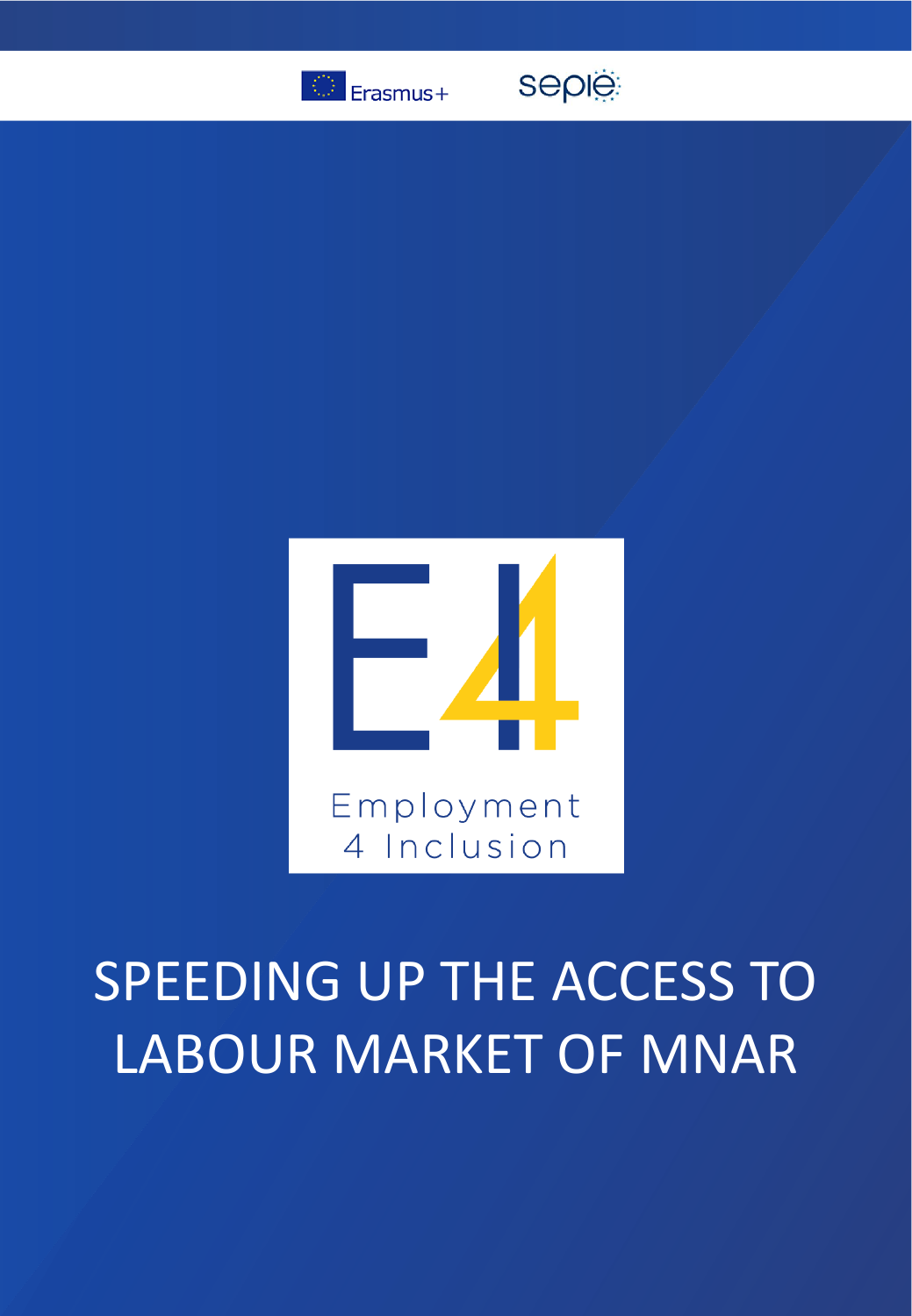Erasmus+

sepie

E4

Employment 4 Inclusion

# SPEEDING UP THE ACCESS TO LABOUR MARKET OF MNAR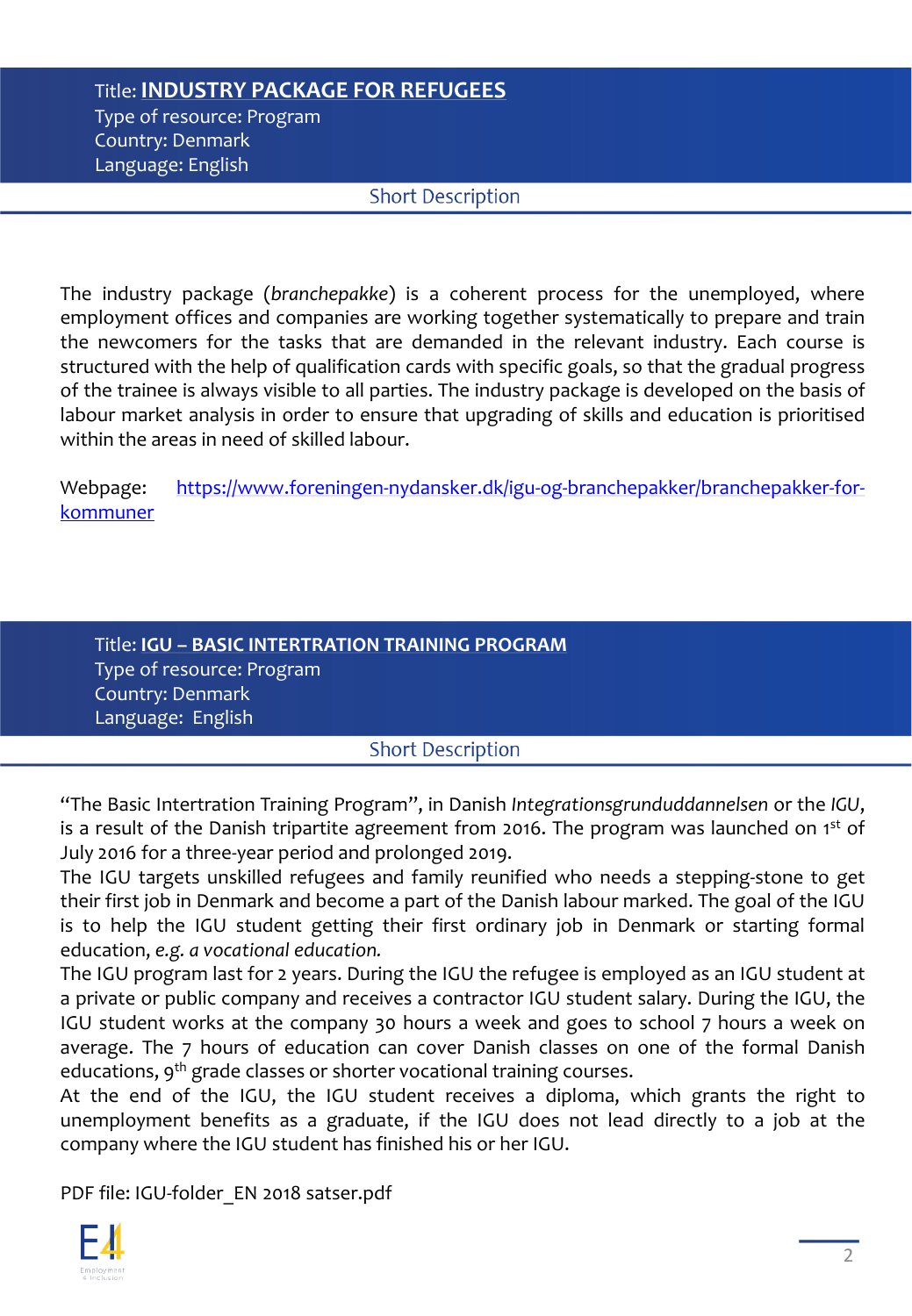Title: **INDUSTRY PACKAGE FOR REFUGEES**
Type of resource: Program
Country: Denmark
Language: English

## Short Description

The industry package (*branchepakke*) is a coherent process for the unemployed, where employment offices and companies are working together systematically to prepare and train the newcomers for the tasks that are demanded in the relevant industry. Each course is structured with the help of qualification cards with specific goals, so that the gradual progress of the trainee is always visible to all parties. The industry package is developed on the basis of labour market analysis in order to ensure that upgrading of skills and education is prioritised within the areas in need of skilled labour.

Webpage: https://www.foreningen-nydansker.dk/igu-og-branchepakker/branchepakker-for-kommuner

Title: **IGU – BASIC INTERTRATION TRAINING PROGRAM**
Type of resource: Program
Country: Denmark
Language: English

## Short Description

"The Basic Intertration Training Program", in Danish *Integrationsgrunduddannelsen* or the *IGU*, is a result of the Danish tripartite agreement from 2016. The program was launched on 1st of July 2016 for a three-year period and prolonged 2019.

The IGU targets unskilled refugees and family reunified who needs a stepping-stone to get their first job in Denmark and become a part of the Danish labour marked. The goal of the IGU is to help the IGU student getting their first ordinary job in Denmark or starting formal education, *e.g. a vocational education.*

The IGU program last for 2 years. During the IGU the refugee is employed as an IGU student at a private or public company and receives a contractor IGU student salary. During the IGU, the IGU student works at the company 30 hours a week and goes to school 7 hours a week on average. The 7 hours of education can cover Danish classes on one of the formal Danish educations, 9th grade classes or shorter vocational training courses.

At the end of the IGU, the IGU student receives a diploma, which grants the right to unemployment benefits as a graduate, if the IGU does not lead directly to a job at the company where the IGU student has finished his or her IGU.

PDF file: IGU-folder_EN 2018 satser.pdf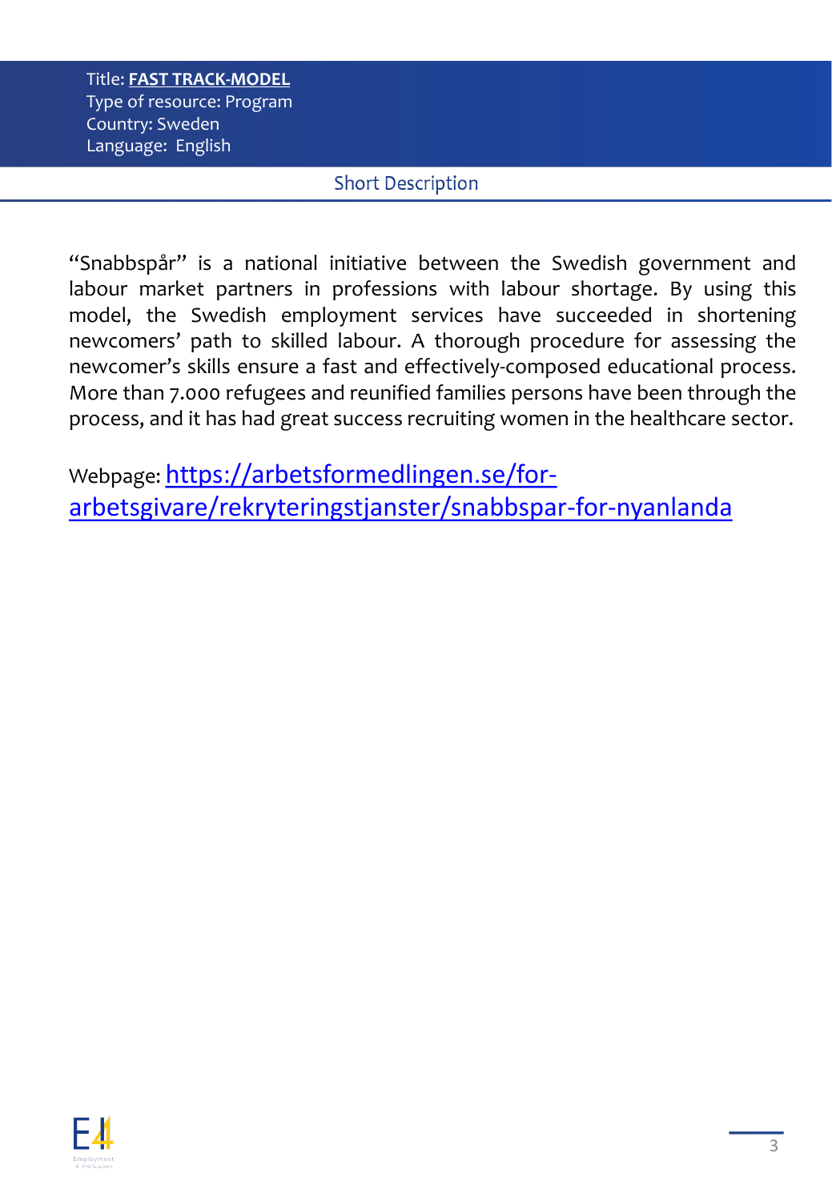Title: **FAST TRACK-MODEL**
Type of resource: Program
Country: Sweden
Language: English

## Short Description

"Snabbspår" is a national initiative between the Swedish government and labour market partners in professions with labour shortage. By using this model, the Swedish employment services have succeeded in shortening newcomers' path to skilled labour. A thorough procedure for assessing the newcomer's skills ensure a fast and effectively-composed educational process. More than 7.000 refugees and reunified families persons have been through the process, and it has had great success recruiting women in the healthcare sector.

Webpage: https://arbetsformedlingen.se/for-arbetsgivare/rekryteringstjanster/snabbspar-for-nyanlanda